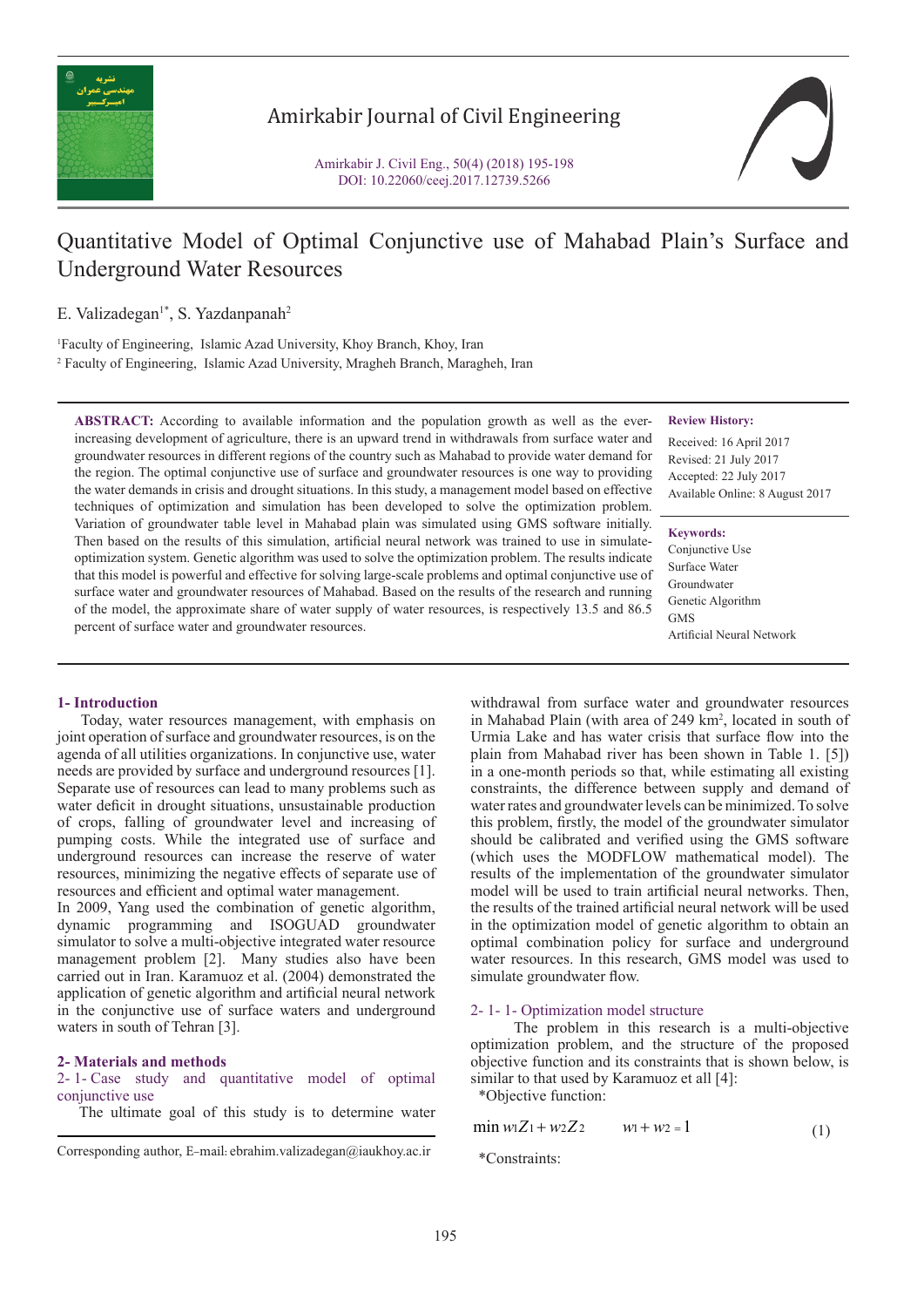# Quantitative Model of Optimal Conjunctive use of Mahabad Plain's Surface and Underground Water Resources

E. Valizadegan[1*], S. Yazdanpanah[2]

[1]Faculty of Engineering, Islamic Azad University, Khoy Branch, Khoy, Iran

[2] Faculty of Engineering, Islamic Azad University, Mragheh Branch, Maragheh, Iran

**ABSTRACT:** According to available information and the population growth as well as the ever-increasing development of agriculture, there is an upward trend in withdrawals from surface water and groundwater resources in different regions of the country such as Mahabad to provide water demand for the region. The optimal conjunctive use of surface and groundwater resources is one way to providing the water demands in crisis and drought situations. In this study, a management model based on effective techniques of optimization and simulation has been developed to solve the optimization problem. Variation of groundwater table level in Mahabad plain was simulated using GMS software initially. Then based on the results of this simulation, artificial neural network was trained to use in simulate-optimization system. Genetic algorithm was used to solve the optimization problem. The results indicate that this model is powerful and effective for solving large-scale problems and optimal conjunctive use of surface water and groundwater resources of Mahabad. Based on the results of the research and running of the model, the approximate share of water supply of water resources, is respectively 13.5 and 86.5 percent of surface water and groundwater resources.

**Review History:**

Received: 16 April 2017

Revised: 21 July 2017

Accepted: 22 July 2017

Available Online: 8 August 2017

**Keywords:**

Conjunctive Use

Surface Water

Groundwater

Genetic Algorithm

GMS

Artificial Neural Network

## 1- Introduction

Today, water resources management, with emphasis on joint operation of surface and groundwater resources, is on the agenda of all utilities organizations. In conjunctive use, water needs are provided by surface and underground resources [1]. Separate use of resources can lead to many problems such as water deficit in drought situations, unsustainable production of crops, falling of groundwater level and increasing of pumping costs. While the integrated use of surface and underground resources can increase the reserve of water resources, minimizing the negative effects of separate use of resources and efficient and optimal water management.

In 2009, Yang used the combination of genetic algorithm, dynamic programming and ISOGUAD groundwater simulator to solve a multi-objective integrated water resource management problem [2]. Many studies also have been carried out in Iran. Karamuoz et al. (2004) demonstrated the application of genetic algorithm and artificial neural network in the conjunctive use of surface waters and underground waters in south of Tehran [3].

## 2- Materials and methods

### 2- 1- Case study and quantitative model of optimal conjunctive use

The ultimate goal of this study is to determine water withdrawal from surface water and groundwater resources in Mahabad Plain (with area of 249 km$^2$, located in south of Urmia Lake and has water crisis that surface flow into the plain from Mahabad river has been shown in Table 1. [5]) in a one-month periods so that, while estimating all existing constraints, the difference between supply and demand of water rates and groundwater levels can be minimized. To solve this problem, firstly, the model of the groundwater simulator should be calibrated and verified using the GMS software (which uses the MODFLOW mathematical model). The results of the implementation of the groundwater simulator model will be used to train artificial neural networks. Then, the results of the trained artificial neural network will be used in the optimization model of genetic algorithm to obtain an optimal combination policy for surface and underground water resources. In this research, GMS model was used to simulate groundwater flow.

### 2- 1- 1- Optimization model structure

The problem in this research is a multi-objective optimization problem, and the structure of the proposed objective function and its constraints that is shown below, is similar to that used by Karamuoz et all [4]:

*Objective function:

$$\min w_1 Z_1 + w_2 Z_2 \qquad w_1 + w_2 = 1 \tag{1}$$

*Constraints:

Corresponding author, E-mail: ebrahim.valizadegan@iaukhoy.ac.ir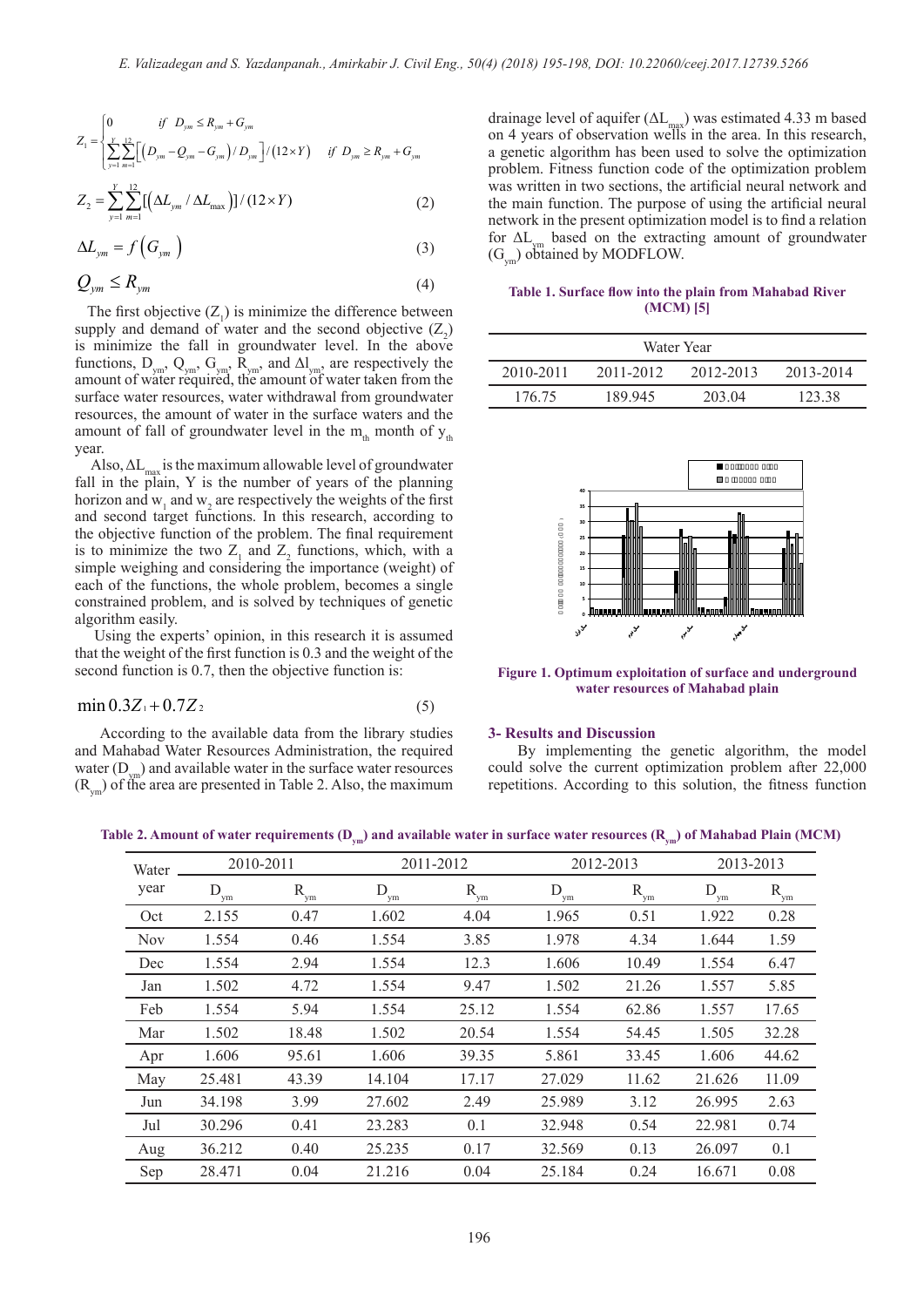$$Z_1 = \begin{cases} 0 & if \quad D_{ym} \le R_{ym} + G_{ym} \\ \sum_{y=1}^{Y}\sum_{m=1}^{12}\left[\left(D_{ym} - Q_{ym} - G_{ym}\right)/D_{ym}\right]/\left(12 \times Y\right) & if \quad D_{ym} \ge R_{ym} + G_{ym} \end{cases}$$

$$Z_2 = \sum_{y=1}^{Y}\sum_{m=1}^{12}[\left(\Delta L_{ym} / \Delta L_{\max}\right)]/(12 \times Y) \tag{2}$$

$$\Delta L_{ym} = f\left(G_{ym}\right) \tag{3}$$

$$Q_{ym} \le R_{ym} \tag{4}$$

The first objective ($Z_1$) is minimize the difference between supply and demand of water and the second objective ($Z_2$) is minimize the fall in groundwater level. In the above functions, $D_{ym}$, $Q_{ym}$, $G_{ym}$, $R_{ym}$, and $\Delta l_{ym}$, are respectively the amount of water required, the amount of water taken from the surface water resources, water withdrawal from groundwater resources, the amount of water in the surface waters and the amount of fall of groundwater level in the $m_{th}$ month of $y_{th}$ year.

Also, $\Delta L_{max}$ is the maximum allowable level of groundwater fall in the plain, Y is the number of years of the planning horizon and $w_1$ and $w_2$ are respectively the weights of the first and second target functions. In this research, according to the objective function of the problem. The final requirement is to minimize the two $Z_1$ and $Z_2$ functions, which, with a simple weighing and considering the importance (weight) of each of the functions, the whole problem, becomes a single constrained problem, and is solved by techniques of genetic algorithm easily.

Using the experts' opinion, in this research it is assumed that the weight of the first function is 0.3 and the weight of the second function is 0.7, then the objective function is:

$$\min 0.3Z_1 + 0.7Z_2 \tag{5}$$

According to the available data from the library studies and Mahabad Water Resources Administration, the required water ($D_{ym}$) and available water in the surface water resources ($R_{ym}$) of the area are presented in Table 2. Also, the maximum drainage level of aquifer ($\Delta L_{max}$) was estimated 4.33 m based on 4 years of observation wells in the area. In this research, a genetic algorithm has been used to solve the optimization problem. Fitness function code of the optimization problem was written in two sections, the artificial neural network and the main function. The purpose of using the artificial neural network in the present optimization model is to find a relation for $\Delta L_{ym}$ based on the extracting amount of groundwater ($G_{ym}$) obtained by MODFLOW.

**Table 1. Surface flow into the plain from Mahabad River (MCM) [5]**

| Water Year | | | |
|---|---|---|---|
| 2010-2011 | 2011-2012 | 2012-2013 | 2013-2014 |
| 176.75 | 189.945 | 203.04 | 123.38 |

**Figure 1. Optimum exploitation of surface and underground water resources of Mahabad plain**

## 3- Results and Discussion

By implementing the genetic algorithm, the model could solve the current optimization problem after 22,000 repetitions. According to this solution, the fitness function

**Table 2. Amount of water requirements ($D_{ym}$) and available water in surface water resources ($R_{ym}$) of Mahabad Plain (MCM)**

| Water year | 2010-2011 | | 2011-2012 | | 2012-2013 | | 2013-2013 | |
|---|---|---|---|---|---|---|---|---|
| | $D_{ym}$ | $R_{ym}$ | $D_{ym}$ | $R_{ym}$ | $D_{ym}$ | $R_{ym}$ | $D_{ym}$ | $R_{ym}$ |
| Oct | 2.155 | 0.47 | 1.602 | 4.04 | 1.965 | 0.51 | 1.922 | 0.28 |
| Nov | 1.554 | 0.46 | 1.554 | 3.85 | 1.978 | 4.34 | 1.644 | 1.59 |
| Dec | 1.554 | 2.94 | 1.554 | 12.3 | 1.606 | 10.49 | 1.554 | 6.47 |
| Jan | 1.502 | 4.72 | 1.554 | 9.47 | 1.502 | 21.26 | 1.557 | 5.85 |
| Feb | 1.554 | 5.94 | 1.554 | 25.12 | 1.554 | 62.86 | 1.557 | 17.65 |
| Mar | 1.502 | 18.48 | 1.502 | 20.54 | 1.554 | 54.45 | 1.505 | 32.28 |
| Apr | 1.606 | 95.61 | 1.606 | 39.35 | 5.861 | 33.45 | 1.606 | 44.62 |
| May | 25.481 | 43.39 | 14.104 | 17.17 | 27.029 | 11.62 | 21.626 | 11.09 |
| Jun | 34.198 | 3.99 | 27.602 | 2.49 | 25.989 | 3.12 | 26.995 | 2.63 |
| Jul | 30.296 | 0.41 | 23.283 | 0.1 | 32.948 | 0.54 | 22.981 | 0.74 |
| Aug | 36.212 | 0.40 | 25.235 | 0.17 | 32.569 | 0.13 | 26.097 | 0.1 |
| Sep | 28.471 | 0.04 | 21.216 | 0.04 | 25.184 | 0.24 | 16.671 | 0.08 |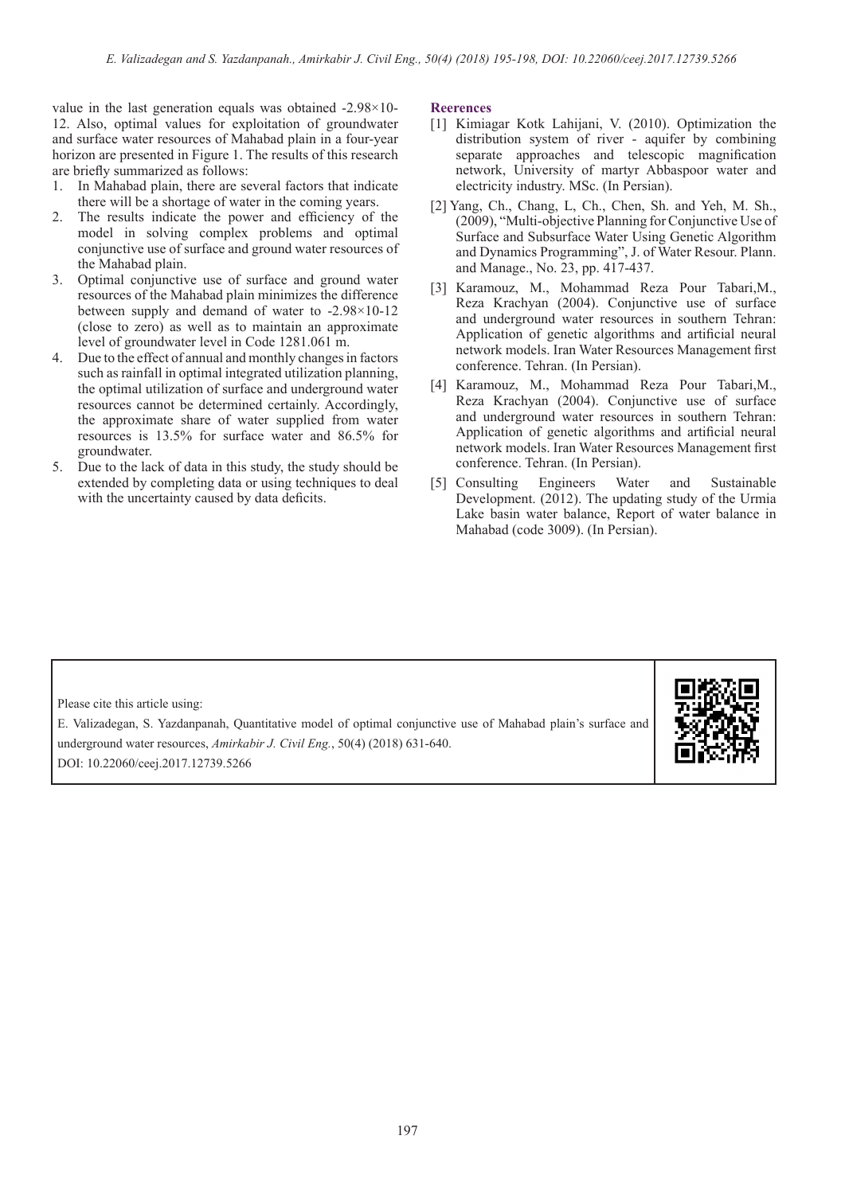value in the last generation equals was obtained -2.98×10-12. Also, optimal values for exploitation of groundwater and surface water resources of Mahabad plain in a four-year horizon are presented in Figure 1. The results of this research are briefly summarized as follows:

1. In Mahabad plain, there are several factors that indicate there will be a shortage of water in the coming years.
2. The results indicate the power and efficiency of the model in solving complex problems and optimal conjunctive use of surface and ground water resources of the Mahabad plain.
3. Optimal conjunctive use of surface and ground water resources of the Mahabad plain minimizes the difference between supply and demand of water to -2.98×10-12 (close to zero) as well as to maintain an approximate level of groundwater level in Code 1281.061 m.
4. Due to the effect of annual and monthly changes in factors such as rainfall in optimal integrated utilization planning, the optimal utilization of surface and underground water resources cannot be determined certainly. Accordingly, the approximate share of water supplied from water resources is 13.5% for surface water and 86.5% for groundwater.
5. Due to the lack of data in this study, the study should be extended by completing data or using techniques to deal with the uncertainty caused by data deficits.

**Reerences**

[1] Kimiagar Kotk Lahijani, V. (2010). Optimization the distribution system of river - aquifer by combining separate approaches and telescopic magnification network, University of martyr Abbaspoor water and electricity industry. MSc. (In Persian).

[2] Yang, Ch., Chang, L, Ch., Chen, Sh. and Yeh, M. Sh., (2009), "Multi-objective Planning for Conjunctive Use of Surface and Subsurface Water Using Genetic Algorithm and Dynamics Programming", J. of Water Resour. Plann. and Manage., No. 23, pp. 417-437.

[3] Karamouz, M., Mohammad Reza Pour Tabari,M., Reza Krachyan (2004). Conjunctive use of surface and underground water resources in southern Tehran: Application of genetic algorithms and artificial neural network models. Iran Water Resources Management first conference. Tehran. (In Persian).

[4] Karamouz, M., Mohammad Reza Pour Tabari,M., Reza Krachyan (2004). Conjunctive use of surface and underground water resources in southern Tehran: Application of genetic algorithms and artificial neural network models. Iran Water Resources Management first conference. Tehran. (In Persian).

[5] Consulting Engineers Water and Sustainable Development. (2012). The updating study of the Urmia Lake basin water balance, Report of water balance in Mahabad (code 3009). (In Persian).

Please cite this article using:

E. Valizadegan, S. Yazdanpanah, Quantitative model of optimal conjunctive use of Mahabad plain's surface and underground water resources, *Amirkabir J. Civil Eng.*, 50(4) (2018) 631-640.

DOI: 10.22060/ceej.2017.12739.5266